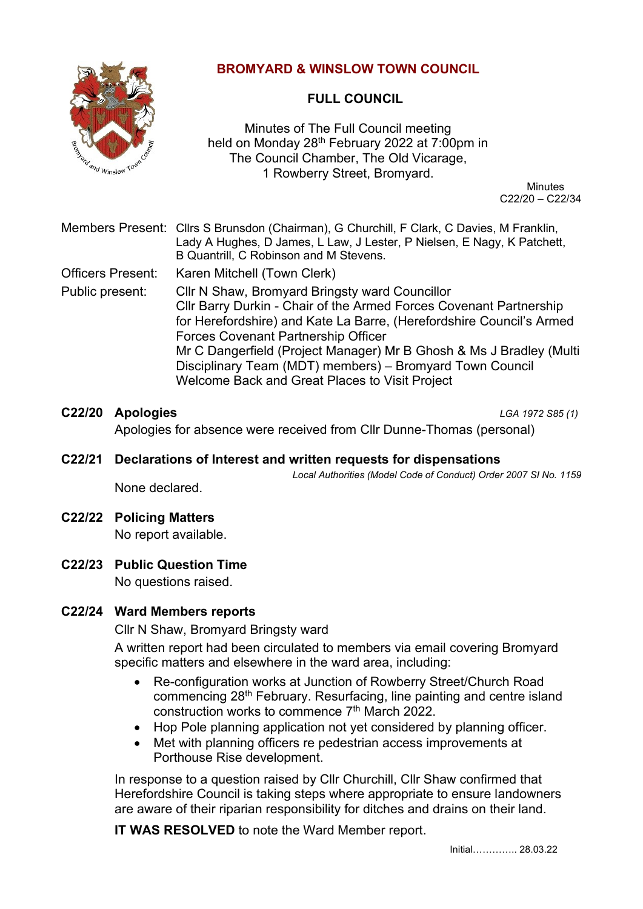# BROMYARD & WINSLOW TOWN COUNCIL

## FULL COUNCIL

Minutes of The Full Council meeting held on Monday 28th February 2022 at 7:00pm in The Council Chamber, The Old Vicarage, 1 Rowberry Street, Bromyard.

Minutes
C22/20 – C22/34

Members Present: Cllrs S Brunsdon (Chairman), G Churchill, F Clark, C Davies, M Franklin, Lady A Hughes, D James, L Law, J Lester, P Nielsen, E Nagy, K Patchett, B Quantrill, C Robinson and M Stevens.

Officers Present: Karen Mitchell (Town Clerk)

Public present: Cllr N Shaw, Bromyard Bringsty ward Councillor
Cllr Barry Durkin - Chair of the Armed Forces Covenant Partnership for Herefordshire) and Kate La Barre, (Herefordshire Council's Armed Forces Covenant Partnership Officer
Mr C Dangerfield (Project Manager) Mr B Ghosh & Ms J Bradley (Multi Disciplinary Team (MDT) members) – Bromyard Town Council Welcome Back and Great Places to Visit Project

### C22/20 Apologies

*LGA 1972 S85 (1)*

Apologies for absence were received from Cllr Dunne-Thomas (personal)

### C22/21 Declarations of Interest and written requests for dispensations

*Local Authorities (Model Code of Conduct) Order 2007 SI No. 1159*

None declared.

### C22/22 Policing Matters

No report available.

### C22/23 Public Question Time

No questions raised.

### C22/24 Ward Members reports

Cllr N Shaw, Bromyard Bringsty ward

A written report had been circulated to members via email covering Bromyard specific matters and elsewhere in the ward area, including:

- Re-configuration works at Junction of Rowberry Street/Church Road commencing 28th February. Resurfacing, line painting and centre island construction works to commence 7th March 2022.
- Hop Pole planning application not yet considered by planning officer.
- Met with planning officers re pedestrian access improvements at Porthouse Rise development.

In response to a question raised by Cllr Churchill, Cllr Shaw confirmed that Herefordshire Council is taking steps where appropriate to ensure landowners are aware of their riparian responsibility for ditches and drains on their land.

**IT WAS RESOLVED** to note the Ward Member report.

Initial………….. 28.03.22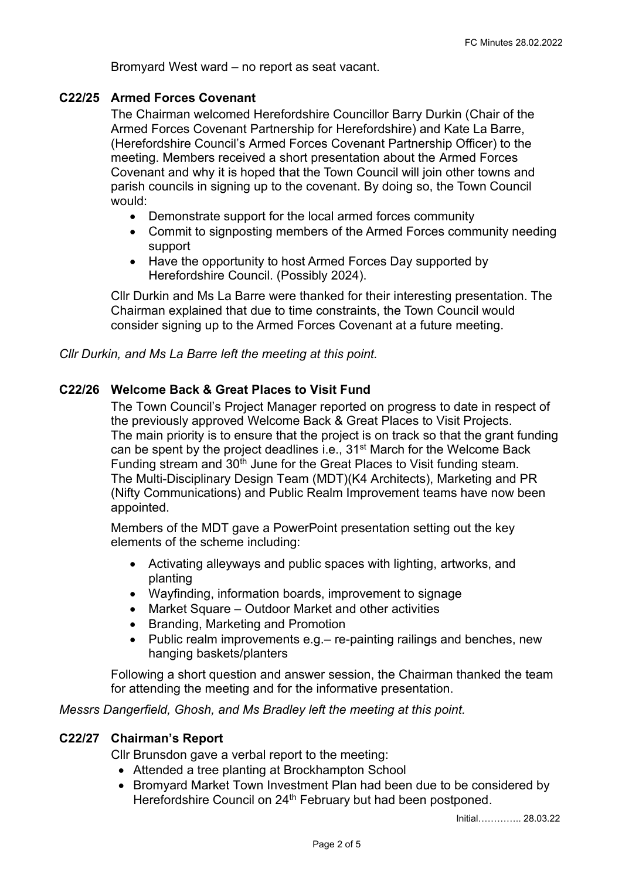Bromyard West ward – no report as seat vacant.

**C22/25 Armed Forces Covenant**

The Chairman welcomed Herefordshire Councillor Barry Durkin (Chair of the Armed Forces Covenant Partnership for Herefordshire) and Kate La Barre, (Herefordshire Council's Armed Forces Covenant Partnership Officer) to the meeting. Members received a short presentation about the Armed Forces Covenant and why it is hoped that the Town Council will join other towns and parish councils in signing up to the covenant. By doing so, the Town Council would:

- Demonstrate support for the local armed forces community
- Commit to signposting members of the Armed Forces community needing support
- Have the opportunity to host Armed Forces Day supported by Herefordshire Council. (Possibly 2024).

Cllr Durkin and Ms La Barre were thanked for their interesting presentation. The Chairman explained that due to time constraints, the Town Council would consider signing up to the Armed Forces Covenant at a future meeting.

*Cllr Durkin, and Ms La Barre left the meeting at this point.*

**C22/26 Welcome Back & Great Places to Visit Fund**

The Town Council's Project Manager reported on progress to date in respect of the previously approved Welcome Back & Great Places to Visit Projects. The main priority is to ensure that the project is on track so that the grant funding can be spent by the project deadlines i.e., 31st March for the Welcome Back Funding stream and 30th June for the Great Places to Visit funding steam. The Multi-Disciplinary Design Team (MDT)(K4 Architects), Marketing and PR (Nifty Communications) and Public Realm Improvement teams have now been appointed.

Members of the MDT gave a PowerPoint presentation setting out the key elements of the scheme including:

- Activating alleyways and public spaces with lighting, artworks, and planting
- Wayfinding, information boards, improvement to signage
- Market Square – Outdoor Market and other activities
- Branding, Marketing and Promotion
- Public realm improvements e.g.– re-painting railings and benches, new hanging baskets/planters

Following a short question and answer session, the Chairman thanked the team for attending the meeting and for the informative presentation.

*Messrs Dangerfield, Ghosh, and Ms Bradley left the meeting at this point.*

**C22/27 Chairman's Report**

Cllr Brunsdon gave a verbal report to the meeting:

- Attended a tree planting at Brockhampton School
- Bromyard Market Town Investment Plan had been due to be considered by Herefordshire Council on 24th February but had been postponed.

Initial………….. 28.03.22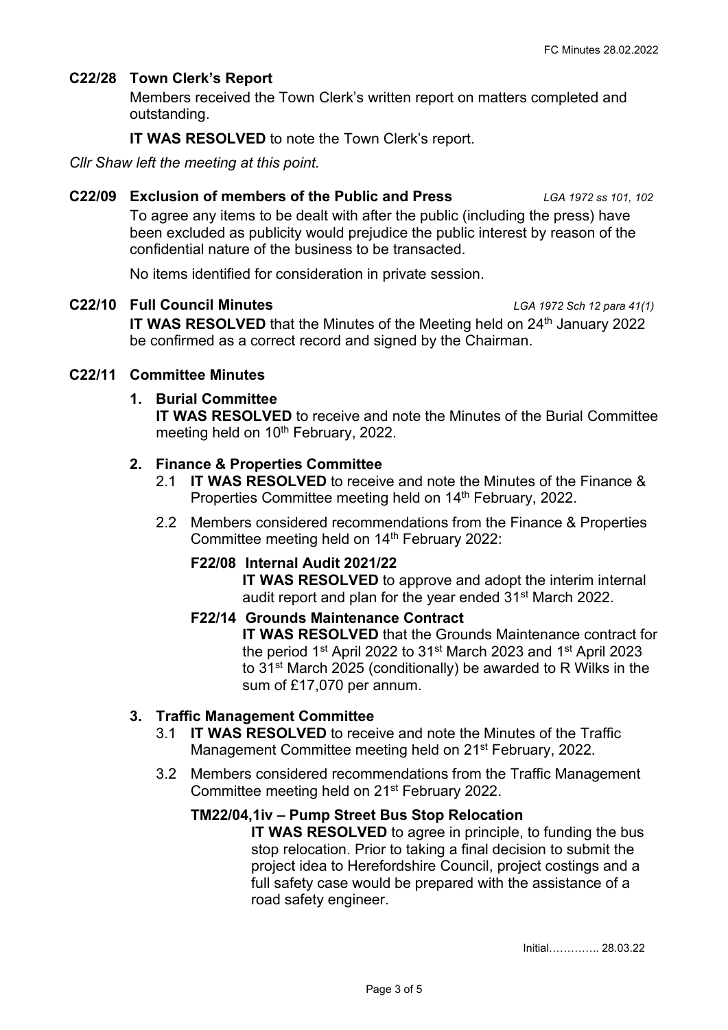## C22/28 Town Clerk's Report

Members received the Town Clerk's written report on matters completed and outstanding.

**IT WAS RESOLVED** to note the Town Clerk's report.

*Cllr Shaw left the meeting at this point.*

## C22/09 Exclusion of members of the Public and Press *LGA 1972 ss 101, 102*

To agree any items to be dealt with after the public (including the press) have been excluded as publicity would prejudice the public interest by reason of the confidential nature of the business to be transacted.

No items identified for consideration in private session.

## C22/10 Full Council Minutes *LGA 1972 Sch 12 para 41(1)*

**IT WAS RESOLVED** that the Minutes of the Meeting held on 24th January 2022 be confirmed as a correct record and signed by the Chairman.

## C22/11 Committee Minutes

1. **Burial Committee**

   **IT WAS RESOLVED** to receive and note the Minutes of the Burial Committee meeting held on 10th February, 2022.

2. **Finance & Properties Committee**

   2.1 **IT WAS RESOLVED** to receive and note the Minutes of the Finance & Properties Committee meeting held on 14th February, 2022.

   2.2 Members considered recommendations from the Finance & Properties Committee meeting held on 14th February 2022:

   **F22/08 Internal Audit 2021/22**

   **IT WAS RESOLVED** to approve and adopt the interim internal audit report and plan for the year ended 31st March 2022.

   **F22/14 Grounds Maintenance Contract**

   **IT WAS RESOLVED** that the Grounds Maintenance contract for the period 1st April 2022 to 31st March 2023 and 1st April 2023 to 31st March 2025 (conditionally) be awarded to R Wilks in the sum of £17,070 per annum.

3. **Traffic Management Committee**

   3.1 **IT WAS RESOLVED** to receive and note the Minutes of the Traffic Management Committee meeting held on 21st February, 2022.

   3.2 Members considered recommendations from the Traffic Management Committee meeting held on 21st February 2022.

   **TM22/04,1iv – Pump Street Bus Stop Relocation**

   **IT WAS RESOLVED** to agree in principle, to funding the bus stop relocation. Prior to taking a final decision to submit the project idea to Herefordshire Council, project costings and a full safety case would be prepared with the assistance of a road safety engineer.

Initial………….. 28.03.22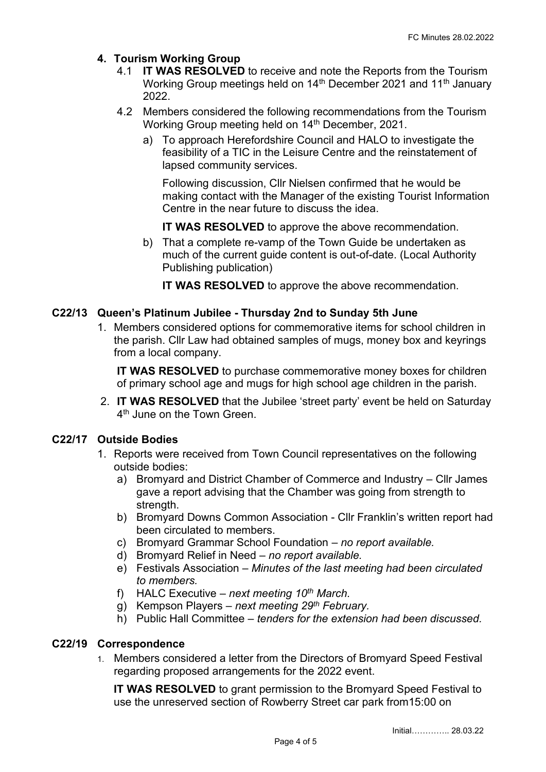**4. Tourism Working Group**

4.1 **IT WAS RESOLVED** to receive and note the Reports from the Tourism Working Group meetings held on 14th December 2021 and 11th January 2022.

4.2 Members considered the following recommendations from the Tourism Working Group meeting held on 14th December, 2021.

a) To approach Herefordshire Council and HALO to investigate the feasibility of a TIC in the Leisure Centre and the reinstatement of lapsed community services.

Following discussion, Cllr Nielsen confirmed that he would be making contact with the Manager of the existing Tourist Information Centre in the near future to discuss the idea.

**IT WAS RESOLVED** to approve the above recommendation.

b) That a complete re-vamp of the Town Guide be undertaken as much of the current guide content is out-of-date. (Local Authority Publishing publication)

**IT WAS RESOLVED** to approve the above recommendation.

## C22/13 Queen's Platinum Jubilee - Thursday 2nd to Sunday 5th June

1. Members considered options for commemorative items for school children in the parish. Cllr Law had obtained samples of mugs, money box and keyrings from a local company.

   **IT WAS RESOLVED** to purchase commemorative money boxes for children of primary school age and mugs for high school age children in the parish.

2. **IT WAS RESOLVED** that the Jubilee 'street party' event be held on Saturday 4th June on the Town Green.

## C22/17 Outside Bodies

1. Reports were received from Town Council representatives on the following outside bodies:
   a) Bromyard and District Chamber of Commerce and Industry – Cllr James gave a report advising that the Chamber was going from strength to strength.
   b) Bromyard Downs Common Association - Cllr Franklin's written report had been circulated to members.
   c) Bromyard Grammar School Foundation – *no report available.*
   d) Bromyard Relief in Need – *no report available.*
   e) Festivals Association – *Minutes of the last meeting had been circulated to members.*
   f) HALC Executive – *next meeting 10th March*.
   g) Kempson Players – *next meeting 29th February.*
   h) Public Hall Committee – *tenders for the extension had been discussed.*

## C22/19 Correspondence

1. Members considered a letter from the Directors of Bromyard Speed Festival regarding proposed arrangements for the 2022 event.

   **IT WAS RESOLVED** to grant permission to the Bromyard Speed Festival to use the unreserved section of Rowberry Street car park from15:00 on

Initial…………. 28.03.22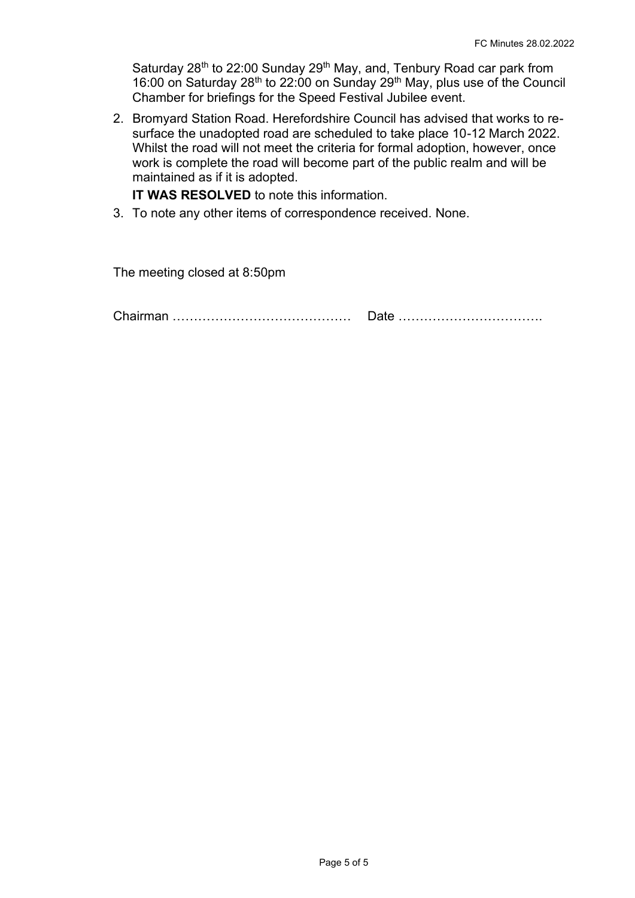Saturday 28th to 22:00 Sunday 29th May, and, Tenbury Road car park from 16:00 on Saturday 28th to 22:00 on Sunday 29th May, plus use of the Council Chamber for briefings for the Speed Festival Jubilee event.

2. Bromyard Station Road. Herefordshire Council has advised that works to re-surface the unadopted road are scheduled to take place 10-12 March 2022. Whilst the road will not meet the criteria for formal adoption, however, once work is complete the road will become part of the public realm and will be maintained as if it is adopted.

   **IT WAS RESOLVED** to note this information.

3. To note any other items of correspondence received. None.

The meeting closed at 8:50pm

Chairman …………………………………… Date …………………………….